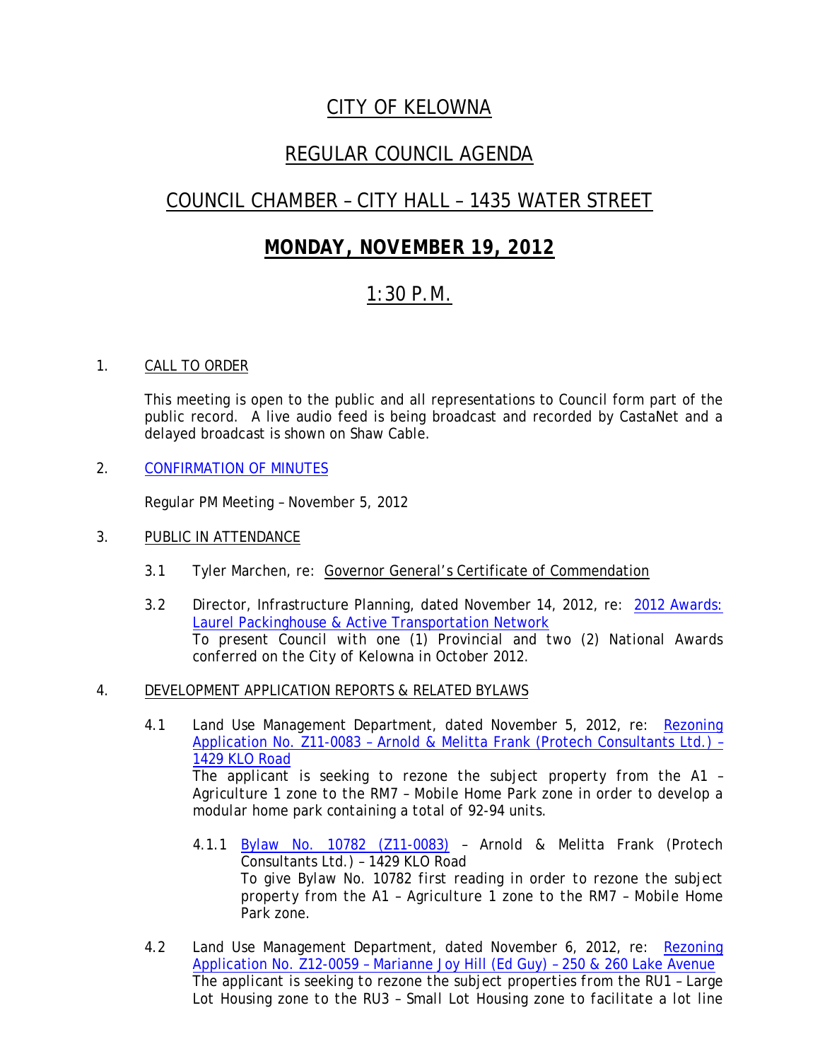# CITY OF KELOWNA

## REGULAR COUNCIL AGENDA

## COUNCIL CHAMBER – CITY HALL – 1435 WATER STREET

## **MONDAY, NOVEMBER 19, 2012**

## 1:30 P.M.

1. CALL TO ORDER

   This meeting is open to the public and all representations to Council form part of the public record. A live audio feed is being broadcast and recorded by CastaNet and a delayed broadcast is shown on Shaw Cable.

2. CONFIRMATION OF MINUTES

   Regular PM Meeting – November 5, 2012

3. PUBLIC IN ATTENDANCE

   3.1 Tyler Marchen, re: Governor General's Certificate of Commendation

   3.2 Director, Infrastructure Planning, dated November 14, 2012, re: 2012 Awards: Laurel Packinghouse & Active Transportation Network
   To present Council with one (1) Provincial and two (2) National Awards conferred on the City of Kelowna in October 2012.

4. DEVELOPMENT APPLICATION REPORTS & RELATED BYLAWS

   4.1 Land Use Management Department, dated November 5, 2012, re: Rezoning Application No. Z11-0083 – Arnold & Melitta Frank (Protech Consultants Ltd.) – 1429 KLO Road
   The applicant is seeking to rezone the subject property from the A1 – Agriculture 1 zone to the RM7 – Mobile Home Park zone in order to develop a modular home park containing a total of 92-94 units.

   4.1.1 Bylaw No. 10782 (Z11-0083) – Arnold & Melitta Frank (Protech Consultants Ltd.) – 1429 KLO Road
   To give Bylaw No. 10782 first reading in order to rezone the subject property from the A1 – Agriculture 1 zone to the RM7 – Mobile Home Park zone.

   4.2 Land Use Management Department, dated November 6, 2012, re: Rezoning Application No. Z12-0059 – Marianne Joy Hill (Ed Guy) – 250 & 260 Lake Avenue
   The applicant is seeking to rezone the subject properties from the RU1 – Large Lot Housing zone to the RU3 – Small Lot Housing zone to facilitate a lot line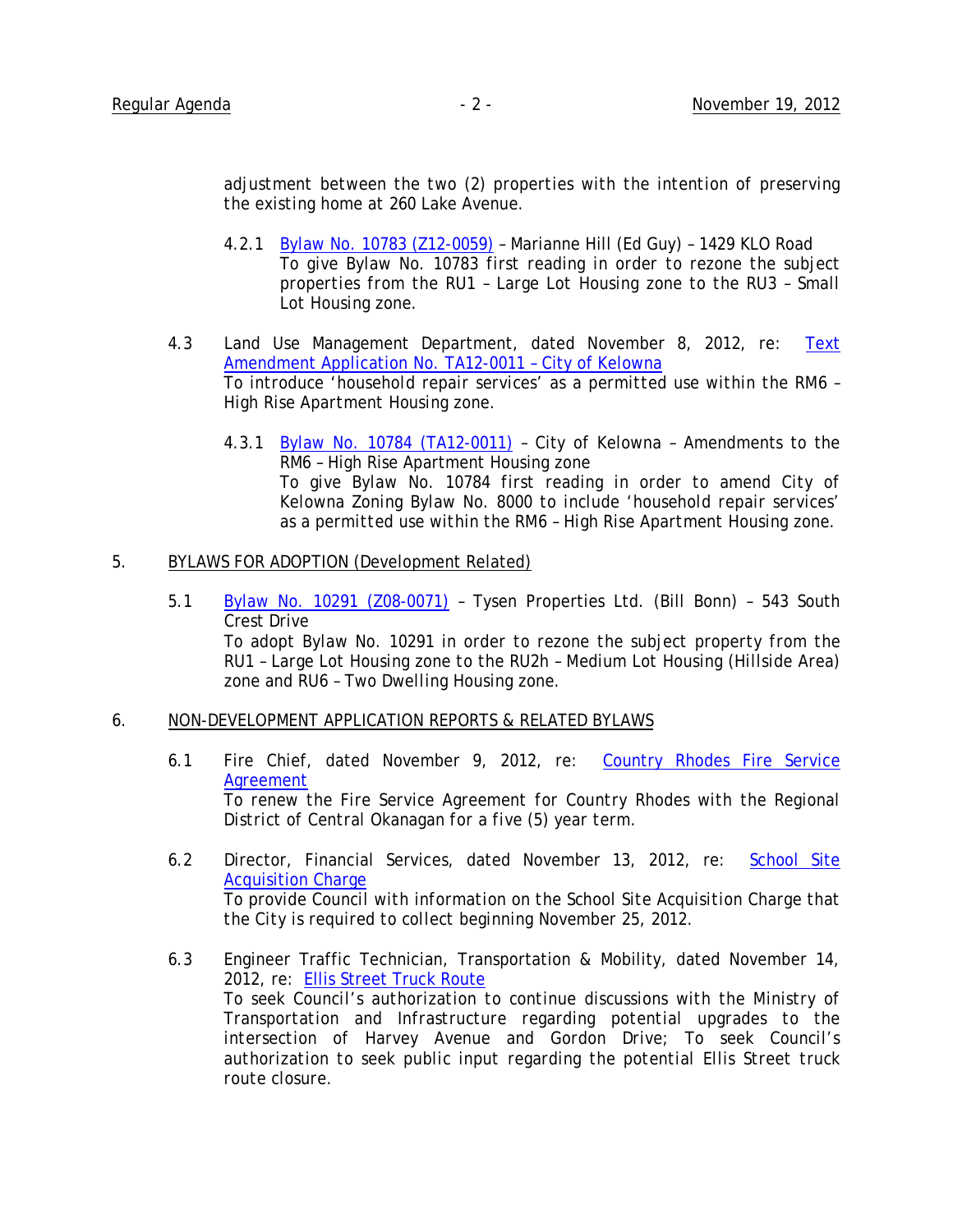adjustment between the two (2) properties with the intention of preserving the existing home at 260 Lake Avenue.

4.2.1 Bylaw No. 10783 (Z12-0059) – Marianne Hill (Ed Guy) – 1429 KLO Road
To give Bylaw No. 10783 first reading in order to rezone the subject properties from the RU1 – Large Lot Housing zone to the RU3 – Small Lot Housing zone.

4.3 Land Use Management Department, dated November 8, 2012, re: Text Amendment Application No. TA12-0011 – City of Kelowna
To introduce 'household repair services' as a permitted use within the RM6 – High Rise Apartment Housing zone.

4.3.1 Bylaw No. 10784 (TA12-0011) – City of Kelowna – Amendments to the RM6 – High Rise Apartment Housing zone
To give Bylaw No. 10784 first reading in order to amend City of Kelowna Zoning Bylaw No. 8000 to include 'household repair services' as a permitted use within the RM6 – High Rise Apartment Housing zone.

## 5. BYLAWS FOR ADOPTION (Development Related)

5.1 Bylaw No. 10291 (Z08-0071) – Tysen Properties Ltd. (Bill Bonn) – 543 South Crest Drive
To adopt Bylaw No. 10291 in order to rezone the subject property from the RU1 – Large Lot Housing zone to the RU2h – Medium Lot Housing (Hillside Area) zone and RU6 – Two Dwelling Housing zone.

## 6. NON-DEVELOPMENT APPLICATION REPORTS & RELATED BYLAWS

6.1 Fire Chief, dated November 9, 2012, re: Country Rhodes Fire Service Agreement
To renew the Fire Service Agreement for Country Rhodes with the Regional District of Central Okanagan for a five (5) year term.

6.2 Director, Financial Services, dated November 13, 2012, re: School Site Acquisition Charge
To provide Council with information on the School Site Acquisition Charge that the City is required to collect beginning November 25, 2012.

6.3 Engineer Traffic Technician, Transportation & Mobility, dated November 14, 2012, re: Ellis Street Truck Route
To seek Council's authorization to continue discussions with the Ministry of Transportation and Infrastructure regarding potential upgrades to the intersection of Harvey Avenue and Gordon Drive; To seek Council's authorization to seek public input regarding the potential Ellis Street truck route closure.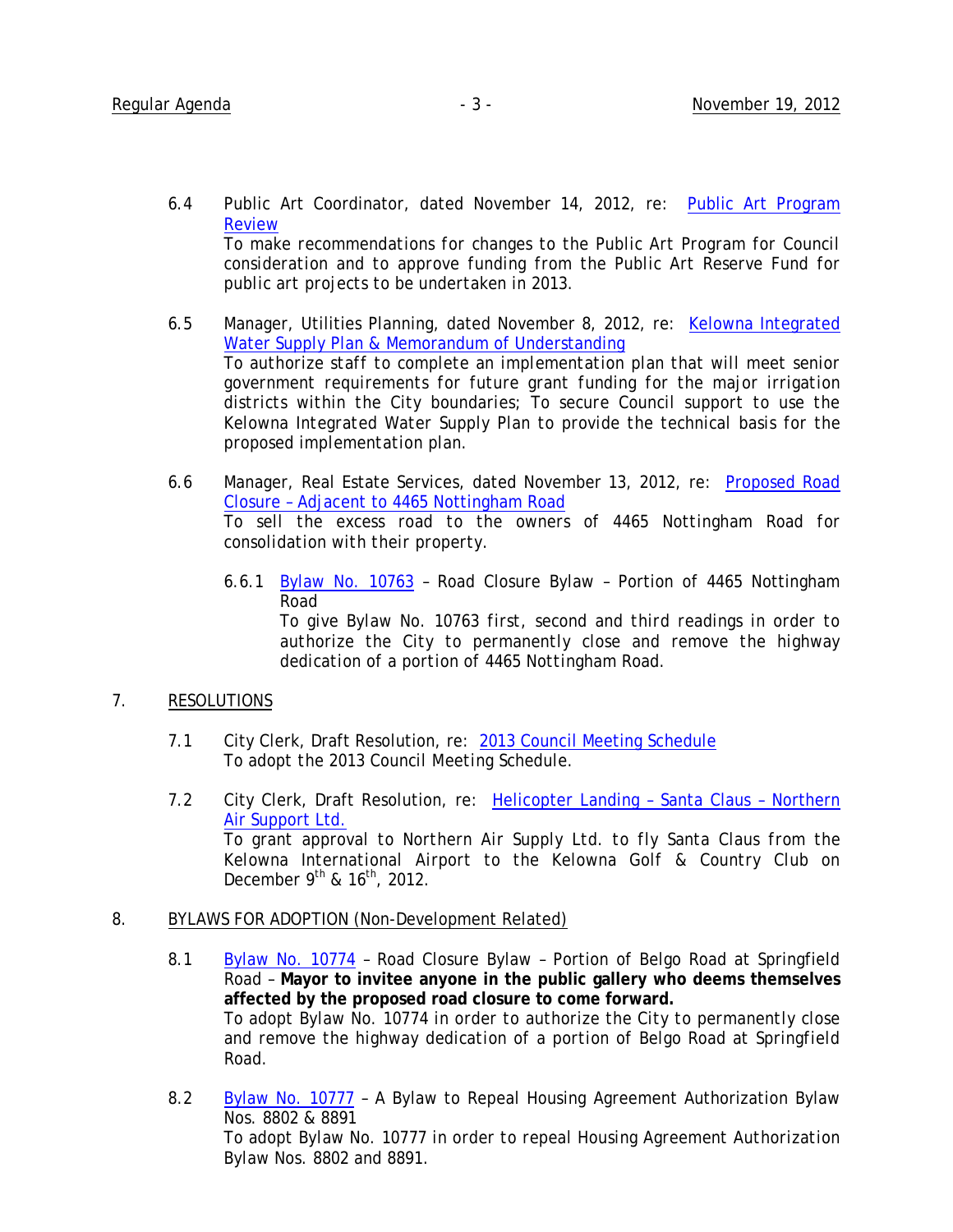6.4 Public Art Coordinator, dated November 14, 2012, re: Public Art Program Review

To make recommendations for changes to the Public Art Program for Council consideration and to approve funding from the Public Art Reserve Fund for public art projects to be undertaken in 2013.

6.5 Manager, Utilities Planning, dated November 8, 2012, re: Kelowna Integrated Water Supply Plan & Memorandum of Understanding

To authorize staff to complete an implementation plan that will meet senior government requirements for future grant funding for the major irrigation districts within the City boundaries; To secure Council support to use the Kelowna Integrated Water Supply Plan to provide the technical basis for the proposed implementation plan.

6.6 Manager, Real Estate Services, dated November 13, 2012, re: Proposed Road Closure – Adjacent to 4465 Nottingham Road

To sell the excess road to the owners of 4465 Nottingham Road for consolidation with their property.

6.6.1 Bylaw No. 10763 – Road Closure Bylaw – Portion of 4465 Nottingham Road

To give Bylaw No. 10763 first, second and third readings in order to authorize the City to permanently close and remove the highway dedication of a portion of 4465 Nottingham Road.

## 7. RESOLUTIONS

7.1 City Clerk, Draft Resolution, re: 2013 Council Meeting Schedule

To adopt the 2013 Council Meeting Schedule.

7.2 City Clerk, Draft Resolution, re: Helicopter Landing – Santa Claus – Northern Air Support Ltd.

To grant approval to Northern Air Supply Ltd. to fly Santa Claus from the Kelowna International Airport to the Kelowna Golf & Country Club on December 9th & 16th, 2012.

## 8. BYLAWS FOR ADOPTION (Non-Development Related)

8.1 Bylaw No. 10774 – Road Closure Bylaw – Portion of Belgo Road at Springfield Road – **Mayor to invitee anyone in the public gallery who deems themselves affected by the proposed road closure to come forward.**

To adopt Bylaw No. 10774 in order to authorize the City to permanently close and remove the highway dedication of a portion of Belgo Road at Springfield Road.

8.2 Bylaw No. 10777 – A Bylaw to Repeal Housing Agreement Authorization Bylaw Nos. 8802 & 8891

To adopt Bylaw No. 10777 in order to repeal Housing Agreement Authorization Bylaw Nos. 8802 and 8891.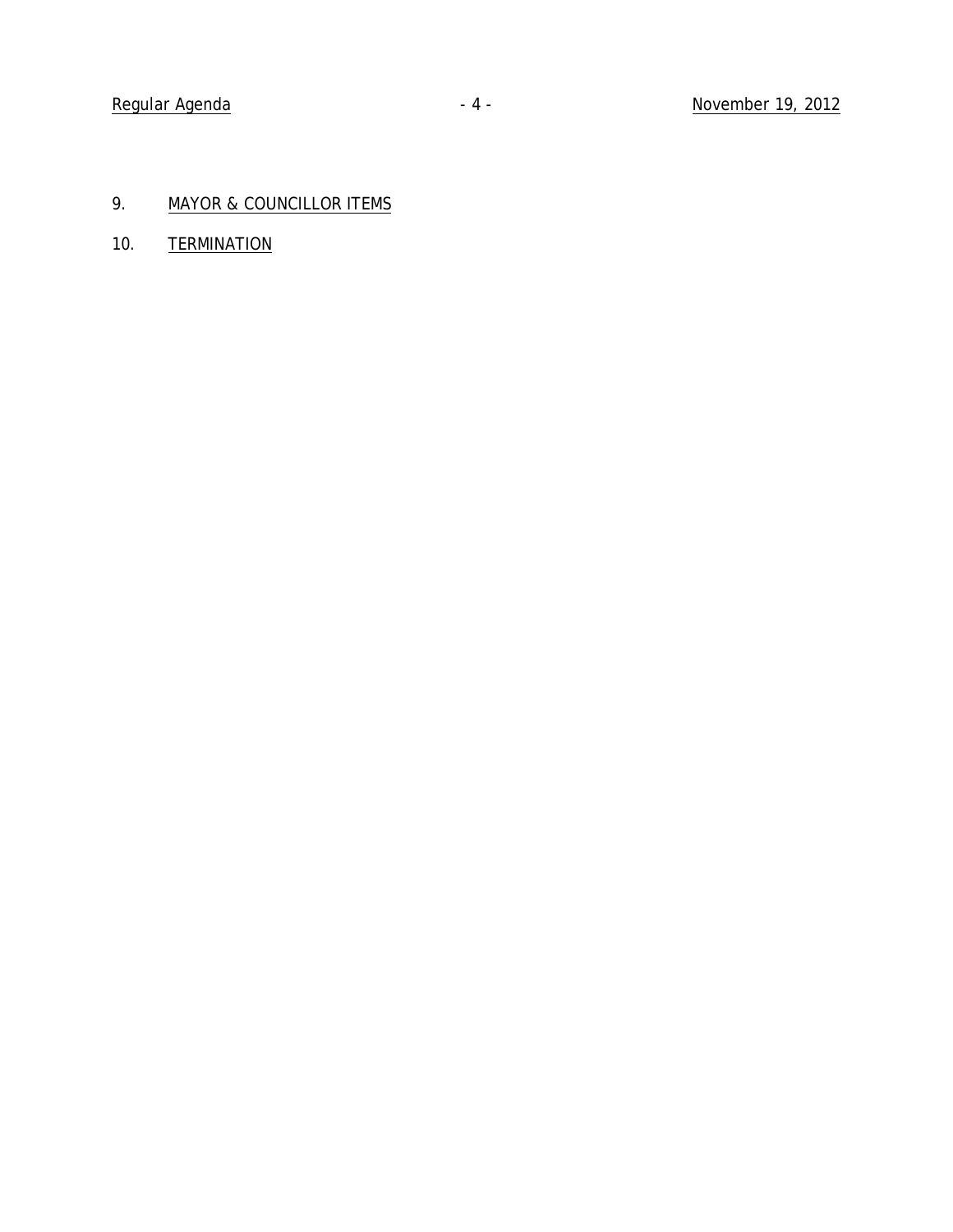9. MAYOR & COUNCILLOR ITEMS

10. TERMINATION